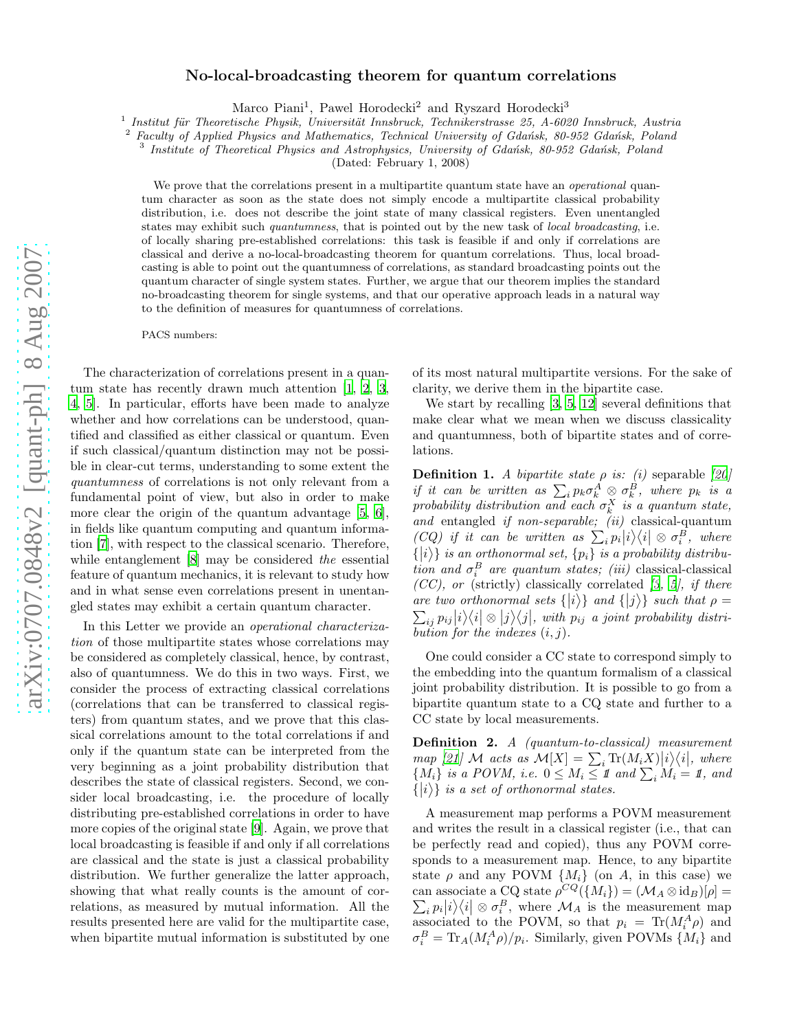# No-local-broadcasting theorem for quantum correlations

Marco Piani[1], Pawel Horodecki[2] and Ryszard Horodecki[3]

[1] *Institut für Theoretische Physik, Universität Innsbruck, Technikerstrasse 25, A-6020 Innsbruck, Austria*
[2] *Faculty of Applied Physics and Mathematics, Technical University of Gdańsk, 80-952 Gdańsk, Poland*
[3] *Institute of Theoretical Physics and Astrophysics, University of Gdańsk, 80-952 Gdańsk, Poland*

(Dated: February 1, 2008)

We prove that the correlations present in a multipartite quantum state have an *operational* quantum character as soon as the state does not simply encode a multipartite classical probability distribution, i.e. does not describe the joint state of many classical registers. Even unentangled states may exhibit such *quantumness*, that is pointed out by the new task of *local broadcasting*, i.e. of locally sharing pre-established correlations: this task is feasible if and only if correlations are classical and derive a no-local-broadcasting theorem for quantum correlations. Thus, local broadcasting is able to point out the quantumness of correlations, as standard broadcasting points out the quantum character of single system states. Further, we argue that our theorem implies the standard no-broadcasting theorem for single systems, and that our operative approach leads in a natural way to the definition of measures for quantumness of correlations.

PACS numbers:

The characterization of correlations present in a quantum state has recently drawn much attention [1, 2, 3, 4, 5]. In particular, efforts have been made to analyze whether and how correlations can be understood, quantified and classified as either classical or quantum. Even if such classical/quantum distinction may not be possible in clear-cut terms, understanding to some extent the *quantumness* of correlations is not only relevant from a fundamental point of view, but also in order to make more clear the origin of the quantum advantage [5, 6], in fields like quantum computing and quantum information [7], with respect to the classical scenario. Therefore, while entanglement [8] may be considered *the* essential feature of quantum mechanics, it is relevant to study how and in what sense even correlations present in unentangled states may exhibit a certain quantum character.

In this Letter we provide an *operational characterization* of those multipartite states whose correlations may be considered as completely classical, hence, by contrast, also of quantumness. We do this in two ways. First, we consider the process of extracting classical correlations (correlations that can be transferred to classical registers) from quantum states, and we prove that this classical correlations amount to the total correlations if and only if the quantum state can be interpreted from the very beginning as a joint probability distribution that describes the state of classical registers. Second, we consider local broadcasting, i.e. the procedure of locally distributing pre-established correlations in order to have more copies of the original state [9]. Again, we prove that local broadcasting is feasible if and only if all correlations are classical and the state is just a classical probability distribution. We further generalize the latter approach, showing that what really counts is the amount of correlations, as measured by mutual information. All the results presented here are valid for the multipartite case, when bipartite mutual information is substituted by one of its most natural multipartite versions. For the sake of clarity, we derive them in the bipartite case.

We start by recalling [3, 5, 12] several definitions that make clear what we mean when we discuss classicality and quantumness, both of bipartite states and of correlations.

**Definition 1.** *A bipartite state $\rho$ is: (i)* separable *[20] if it can be written as $\sum_i p_k \sigma_k^A \otimes \sigma_k^B$, where $p_k$ is a probability distribution and each $\sigma_k^X$ is a quantum state, and* entangled *if non-separable; (ii)* classical-quantum *(CQ) if it can be written as $\sum_i p_i |i\rangle\langle i| \otimes \sigma_i^B$, where $\{|i\rangle\}$ is an orthonormal set, $\{p_i\}$ is a probability distribution and $\sigma_i^B$ are quantum states; (iii)* classical-classical *(CC), or* (strictly) classically correlated *[3, 5], if there are two orthonormal sets $\{|i\rangle\}$ and $\{|j\rangle\}$ such that $\rho = \sum_{ij} p_{ij} |i\rangle\langle i| \otimes |j\rangle\langle j|$, with $p_{ij}$ a joint probability distribution for the indexes $(i,j)$.*

One could consider a CC state to correspond simply to the embedding into the quantum formalism of a classical joint probability distribution. It is possible to go from a bipartite quantum state to a CQ state and further to a CC state by local measurements.

**Definition 2.** *A (quantum-to-classical) measurement map [21] $\mathcal{M}$ acts as $\mathcal{M}[X] = \sum_i \mathrm{Tr}(M_i X)|i\rangle\langle i|$, where $\{M_i\}$ is a POVM, i.e. $0 \leq M_i \leq \mathbb{1}$ and $\sum_i M_i = \mathbb{1}$, and $\{|i\rangle\}$ is a set of orthonormal states.*

A measurement map performs a POVM measurement and writes the result in a classical register (i.e., that can be perfectly read and copied), thus any POVM corresponds to a measurement map. Hence, to any bipartite state $\rho$ and any POVM $\{M_i\}$ (on $A$, in this case) we can associate a CQ state $\rho^{CQ}(\{M_i\}) = (\mathcal{M}_A \otimes \mathrm{id}_B)[\rho] = \sum_i p_i |i\rangle\langle i| \otimes \sigma_i^B$, where $\mathcal{M}_A$ is the measurement map associated to the POVM, so that $p_i = \mathrm{Tr}(M_i^A \rho)$ and $\sigma_i^B = \mathrm{Tr}_A(M_i^A \rho)/p_i$. Similarly, given POVMs $\{M_i\}$ and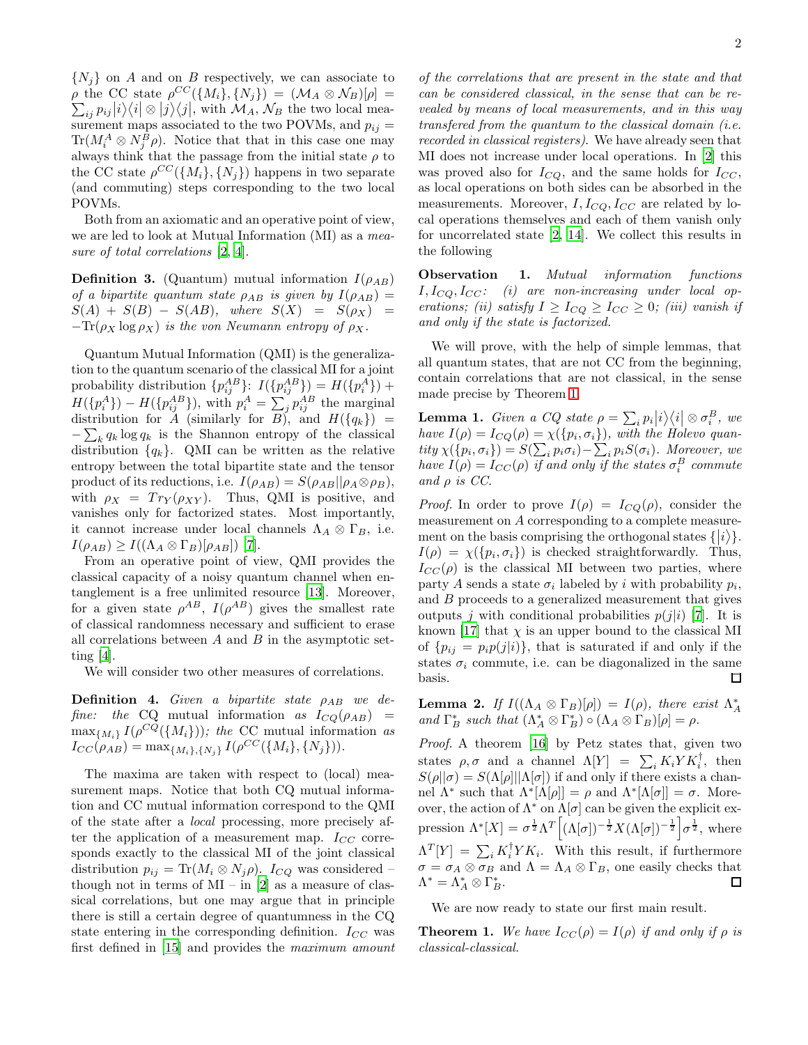$\{N_j\}$ on $A$ and on $B$ respectively, we can associate to $\rho$ the CC state $\rho^{CC}(\{M_i\},\{N_j\}) = (\mathcal{M}_A \otimes \mathcal{N}_B)[\rho] = \sum_{ij} p_{ij}|i\rangle\langle i| \otimes |j\rangle\langle j|$, with $\mathcal{M}_A$, $\mathcal{N}_B$ the two local measurement maps associated to the two POVMs, and $p_{ij} = \mathrm{Tr}(M_i^A \otimes N_j^B \rho)$. Notice that that in this case one may always think that the passage from the initial state $\rho$ to the CC state $\rho^{CC}(\{M_i\},\{N_j\})$ happens in two separate (and commuting) steps corresponding to the two local POVMs.

Both from an axiomatic and an operative point of view, we are led to look at Mutual Information (MI) as a *measure of total correlations* [2, 4].

**Definition 3.** (Quantum) mutual information $I(\rho_{AB})$ *of a bipartite quantum state* $\rho_{AB}$ *is given by* $I(\rho_{AB}) = S(A) + S(B) - S(AB)$*, where* $S(X) = S(\rho_X) = -\mathrm{Tr}(\rho_X \log \rho_X)$ *is the von Neumann entropy of* $\rho_X$*.*

Quantum Mutual Information (QMI) is the generalization to the quantum scenario of the classical MI for a joint probability distribution $\{p_{ij}^{AB}\}$: $I(\{p_{ij}^{AB}\}) = H(\{p_i^A\}) + H(\{p_j^B\}) - H(\{p_{ij}^{AB}\})$, with $p_i^A = \sum_j p_{ij}^{AB}$ the marginal distribution for $A$ (similarly for $B$), and $H(\{q_k\}) = -\sum_k q_k \log q_k$ is the Shannon entropy of the classical distribution $\{q_k\}$. QMI can be written as the relative entropy between the total bipartite state and the tensor product of its reductions, i.e. $I(\rho_{AB}) = S(\rho_{AB}||\rho_A \otimes \rho_B)$, with $\rho_X = Tr_Y(\rho_{XY})$. Thus, QMI is positive, and vanishes only for factorized states. Most importantly, it cannot increase under local channels $\Lambda_A \otimes \Gamma_B$, i.e. $I(\rho_{AB}) \geq I((\Lambda_A \otimes \Gamma_B)[\rho_{AB}])$ [7].

From an operative point of view, QMI provides the classical capacity of a noisy quantum channel when entanglement is a free unlimited resource [13]. Moreover, for a given state $\rho^{AB}$, $I(\rho^{AB})$ gives the smallest rate of classical randomness necessary and sufficient to erase all correlations between $A$ and $B$ in the asymptotic setting [4].

We will consider two other measures of correlations.

**Definition 4.** *Given a bipartite state* $\rho_{AB}$ *we define: the* CQ mutual information *as* $I_{CQ}(\rho_{AB}) = \max_{\{M_i\}} I(\rho^{CQ}(\{M_i\}))$*; the* CC mutual information *as* $I_{CC}(\rho_{AB}) = \max_{\{M_i\},\{N_j\}} I(\rho^{CC}(\{M_i\},\{N_j\}))$*.*

The maxima are taken with respect to (local) measurement maps. Notice that both CQ mutual information and CC mutual information correspond to the QMI of the state after a *local* processing, more precisely after the application of a measurement map. $I_{CC}$ corresponds exactly to the classical MI of the joint classical distribution $p_{ij} = \mathrm{Tr}(M_i \otimes N_j \rho)$. $I_{CQ}$ was considered – though not in terms of MI – in [2] as a measure of classical correlations, but one may argue that in principle there is still a certain degree of quantumness in the CQ state entering in the corresponding definition. $I_{CC}$ was first defined in [15] and provides the *maximum amount of the correlations that are present in the state and that can be considered classical, in the sense that can be revealed by means of local measurements, and in this way transfered from the quantum to the classical domain (i.e. recorded in classical registers).* We have already seen that MI does not increase under local operations. In [2] this was proved also for $I_{CQ}$, and the same holds for $I_{CC}$, as local operations on both sides can be absorbed in the measurements. Moreover, $I, I_{CQ}, I_{CC}$ are related by local operations themselves and each of them vanish only for uncorrelated state [2, 14]. We collect this results in the following

**Observation 1.** *Mutual information functions* $I, I_{CQ}, I_{CC}$*: (i) are non-increasing under local operations; (ii) satisfy* $I \geq I_{CQ} \geq I_{CC} \geq 0$*; (iii) vanish if and only if the state is factorized.*

We will prove, with the help of simple lemmas, that all quantum states, that are not CC from the beginning, contain correlations that are not classical, in the sense made precise by Theorem 1.

**Lemma 1.** *Given a CQ state* $\rho = \sum_i p_i|i\rangle\langle i| \otimes \sigma_i^B$*, we have* $I(\rho) = I_{CQ}(\rho) = \chi(\{p_i, \sigma_i\})$*, with the Holevo quantity* $\chi(\{p_i, \sigma_i\}) = S(\sum_i p_i \sigma_i) - \sum_i p_i S(\sigma_i)$*. Moreover, we have* $I(\rho) = I_{CC}(\rho)$ *if and only if the states* $\sigma_i^B$ *commute and* $\rho$ *is CC.*

*Proof.* In order to prove $I(\rho) = I_{CQ}(\rho)$, consider the measurement on $A$ corresponding to a complete measurement on the basis comprising the orthogonal states $\{|i\rangle\}$. $I(\rho) = \chi(\{p_i, \sigma_i\})$ is checked straightforwardly. Thus, $I_{CC}(\rho)$ is the classical MI between two parties, where party $A$ sends a state $\sigma_i$ labeled by $i$ with probability $p_i$, and $B$ proceeds to a generalized measurement that gives outputs $j$ with conditional probabilities $p(j|i)$ [7]. It is known [17] that $\chi$ is an upper bound to the classical MI of $\{p_{ij} = p_i p(j|i)\}$, that is saturated if and only if the states $\sigma_i$ commute, i.e. can be diagonalized in the same basis. $\square$

**Lemma 2.** *If* $I((\Lambda_A \otimes \Gamma_B)[\rho]) = I(\rho)$*, there exist* $\Lambda_A^*$ *and* $\Gamma_B^*$ *such that* $(\Lambda_A^* \otimes \Gamma_B^*) \circ (\Lambda_A \otimes \Gamma_B)[\rho] = \rho$*.*

*Proof.* A theorem [16] by Petz states that, given two states $\rho, \sigma$ and a channel $\Lambda[Y] = \sum_i K_i Y K_i^\dagger$, then $S(\rho||\sigma) = S(\Lambda[\rho]||\Lambda[\sigma])$ if and only if there exists a channel $\Lambda^*$ such that $\Lambda^*[\Lambda[\rho]] = \rho$ and $\Lambda^*[\Lambda[\sigma]] = \sigma$. Moreover, the action of $\Lambda^*$ on $\Lambda[\sigma]$ can be given the explicit expression $\Lambda^*[X] = \sigma^{\frac{1}{2}} \Lambda^T\left[(\Lambda[\sigma])^{-\frac{1}{2}} X (\Lambda[\sigma])^{-\frac{1}{2}}\right] \sigma^{\frac{1}{2}}$, where $\Lambda^T[Y] = \sum_i K_i^\dagger Y K_i$. With this result, if furthermore $\sigma = \sigma_A \otimes \sigma_B$ and $\Lambda = \Lambda_A \otimes \Gamma_B$, one easily checks that $\Lambda^* = \Lambda_A^* \otimes \Gamma_B^*$. $\square$

We are now ready to state our first main result.

**Theorem 1.** *We have* $I_{CC}(\rho) = I(\rho)$ *if and only if* $\rho$ *is classical-classical.*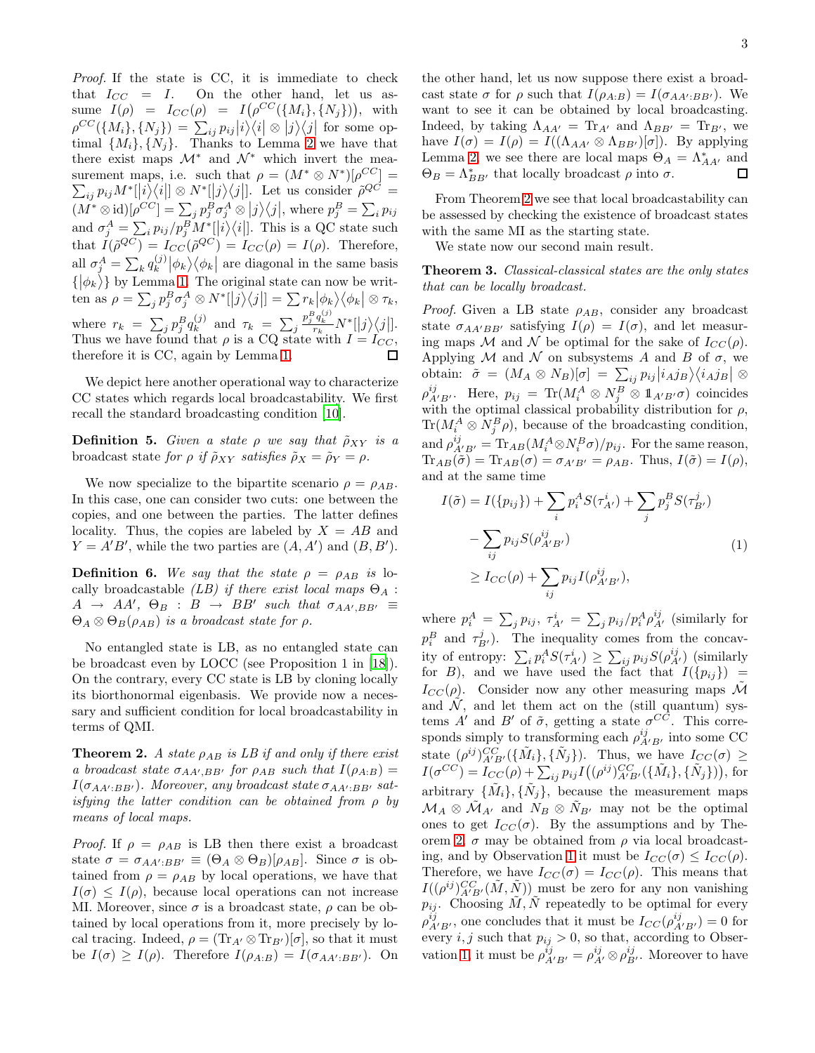*Proof.* If the state is CC, it is immediate to check that $I_{CC} = I$. On the other hand, let us assume $I(\rho) = I_{CC}(\rho) = I\big(\rho^{CC}(\{M_i\},\{N_j\})\big)$, with $\rho^{CC}(\{M_i\},\{N_j\}) = \sum_{ij} p_{ij} |i\rangle\langle i| \otimes |j\rangle\langle j|$ for some optimal $\{M_i\},\{N_j\}$. Thanks to Lemma 2 we have that there exist maps $\mathcal{M}^*$ and $\mathcal{N}^*$ which invert the measurement maps, i.e. such that $\rho = (M^* \otimes N^*)[\rho^{CC}] = \sum_{ij} p_{ij} M^*[|i\rangle\langle i|] \otimes N^*[|j\rangle\langle j|]$. Let us consider $\tilde{\rho}^{QC} = (M^* \otimes \mathrm{id})[\rho^{CC}] = \sum_j p_j^B \sigma_j^A \otimes |j\rangle\langle j|$, where $p_j^B = \sum_i p_{ij}$ and $\sigma_j^A = \sum_i p_{ij}/p_j^B M^*[|i\rangle\langle i|]$. This is a QC state such that $I(\tilde{\rho}^{QC}) = I_{CC}(\tilde{\rho}^{QC}) = I_{CC}(\rho) = I(\rho)$. Therefore, all $\sigma_j^A = \sum_k q_k^{(j)} |\phi_k\rangle\langle\phi_k|$ are diagonal in the same basis $\{|\phi_k\rangle\}$ by Lemma 1. The original state can now be written as $\rho = \sum_j p_j^B \sigma_j^A \otimes N^*[|j\rangle\langle j|] = \sum r_k |\phi_k\rangle\langle\phi_k| \otimes \tau_k$, where $r_k = \sum_j p_j^B q_k^{(j)}$ and $\tau_k = \sum_j \frac{p_j^B q_k^{(j)}}{r_k} N^*[|j\rangle\langle j|]$. Thus we have found that $\rho$ is a CQ state with $I = I_{CC}$, therefore it is CC, again by Lemma 1. ◻

We depict here another operational way to characterize CC states which regards local broadcastability. We first recall the standard broadcasting condition [10].

**Definition 5.** *Given a state $\rho$ we say that $\tilde{\rho}_{XY}$ is a* broadcast state *for $\rho$ if $\tilde{\rho}_{XY}$ satisfies $\tilde{\rho}_X = \tilde{\rho}_Y = \rho$.*

We now specialize to the bipartite scenario $\rho = \rho_{AB}$. In this case, one can consider two cuts: one between the copies, and one between the parties. The latter defines locality. Thus, the copies are labeled by $X = AB$ and $Y = A'B'$, while the two parties are $(A, A')$ and $(B, B')$.

**Definition 6.** *We say that the state $\rho = \rho_{AB}$ is* locally broadcastable *(LB) if there exist local maps $\Theta_A : A \to AA'$, $\Theta_B : B \to BB'$ such that $\sigma_{AA',BB'} \equiv \Theta_A \otimes \Theta_B(\rho_{AB})$ is a broadcast state for $\rho$.*

No entangled state is LB, as no entangled state can be broadcast even by LOCC (see Proposition 1 in [18]). On the contrary, every CC state is LB by cloning locally its biorthonormal eigenbasis. We provide now a necessary and sufficient condition for local broadcastability in terms of QMI.

**Theorem 2.** *A state $\rho_{AB}$ is LB if and only if there exist a broadcast state $\sigma_{AA',BB'}$ for $\rho_{AB}$ such that $I(\rho_{A:B}) = I(\sigma_{AA':BB'})$. Moreover, any broadcast state $\sigma_{AA':BB'}$ satisfying the latter condition can be obtained from $\rho$ by means of local maps.*

*Proof.* If $\rho = \rho_{AB}$ is LB then there exist a broadcast state $\sigma = \sigma_{AA':BB'} \equiv (\Theta_A \otimes \Theta_B)[\rho_{AB}]$. Since $\sigma$ is obtained from $\rho = \rho_{AB}$ by local operations, we have that $I(\sigma) \leq I(\rho)$, because local operations can not increase MI. Moreover, since $\sigma$ is a broadcast state, $\rho$ can be obtained by local operations from it, more precisely by local tracing. Indeed, $\rho = (\mathrm{Tr}_{A'} \otimes \mathrm{Tr}_{B'})[\sigma]$, so that it must be $I(\sigma) \geq I(\rho)$. Therefore $I(\rho_{A:B}) = I(\sigma_{AA':BB'})$. On the other hand, let us now suppose there exist a broadcast state $\sigma$ for $\rho$ such that $I(\rho_{A:B}) = I(\sigma_{AA':BB'})$. We want to see it can be obtained by local broadcasting. Indeed, by taking $\Lambda_{AA'} = \mathrm{Tr}_{A'}$ and $\Lambda_{BB'} = \mathrm{Tr}_{B'}$, we have $I(\sigma) = I(\rho) = I((\Lambda_{AA'} \otimes \Lambda_{BB'})[\sigma])$. By applying Lemma 2, we see there are local maps $\Theta_A = \Lambda^*_{AA'}$ and $\Theta_B = \Lambda^*_{BB'}$ that locally broadcast $\rho$ into $\sigma$. ◻

From Theorem 2 we see that local broadcastability can be assessed by checking the existence of broadcast states with the same MI as the starting state.

We state now our second main result.

**Theorem 3.** *Classical-classical states are the only states that can be locally broadcast.*

*Proof.* Given a LB state $\rho_{AB}$, consider any broadcast state $\sigma_{AA'BB'}$ satisfying $I(\rho) = I(\sigma)$, and let measuring maps $\mathcal{M}$ and $\mathcal{N}$ be optimal for the sake of $I_{CC}(\rho)$. Applying $\mathcal{M}$ and $\mathcal{N}$ on subsystems $A$ and $B$ of $\sigma$, we obtain: $\tilde{\sigma} = (M_A \otimes N_B)[\sigma] = \sum_{ij} p_{ij} |i_A j_B\rangle\langle i_A j_B| \otimes \rho^{ij}_{A'B'}$. Here, $p_{ij} = \mathrm{Tr}(M_i^A \otimes N_j^B \otimes \mathbb{1}_{A'B'}\sigma)$ coincides with the optimal classical probability distribution for $\rho$, $\mathrm{Tr}(M_i^A \otimes N_j^B \rho)$, because of the broadcasting condition, and $\rho^{ij}_{A'B'} = \mathrm{Tr}_{AB}(M_i^A \otimes N_i^B \sigma)/p_{ij}$. For the same reason, $\mathrm{Tr}_{AB}(\tilde{\sigma}) = \mathrm{Tr}_{AB}(\sigma) = \sigma_{A'B'} = \rho_{AB}$. Thus, $I(\tilde{\sigma}) = I(\rho)$, and at the same time

$$
\begin{aligned}
I(\tilde{\sigma}) &= I(\{p_{ij}\}) + \sum_i p_i^A S(\tau^i_{A'}) + \sum_j p_j^B S(\tau^j_{B'}) \\
&\quad - \sum_{ij} p_{ij} S(\rho^{ij}_{A'B'}) \\
&\geq I_{CC}(\rho) + \sum_{ij} p_{ij} I(\rho^{ij}_{A'B'}),
\end{aligned} \tag{1}
$$

where $p_i^A = \sum_j p_{ij}$, $\tau^i_{A'} = \sum_j p_{ij}/p_i^A \rho^{ij}_{A'}$ (similarly for $p_j^B$ and $\tau^j_{B'}$). The inequality comes from the concavity of entropy: $\sum_i p_i^A S(\tau^i_{A'}) \geq \sum_{ij} p_{ij} S(\rho^{ij}_{A'})$ (similarly for $B$), and we have used the fact that $I(\{p_{ij}\}) = I_{CC}(\rho)$. Consider now any other measuring maps $\tilde{\mathcal{M}}$ and $\tilde{\mathcal{N}}$, and let them act on the (still quantum) systems $A'$ and $B'$ of $\tilde{\sigma}$, getting a state $\sigma^{CC}$. This corresponds simply to transforming each $\rho^{ij}_{A'B'}$ into some CC state $(\rho^{ij})^{CC}_{A'B'}(\{\tilde{M}_i\},\{\tilde{N}_j\})$. Thus, we have $I_{CC}(\sigma) \geq I(\sigma^{CC}) = I_{CC}(\rho) + \sum_{ij} p_{ij} I\big((\rho^{ij})^{CC}_{A'B'}(\{\tilde{M}_i\},\{\tilde{N}_j\})\big)$, for arbitrary $\{\tilde{M}_i\},\{\tilde{N}_j\}$, because the measurement maps $\mathcal{M}_A \otimes \tilde{\mathcal{M}}_{A'}$ and $N_B \otimes \tilde{N}_{B'}$ may not be the optimal ones to get $I_{CC}(\sigma)$. By the assumptions and by Theorem 2, $\sigma$ may be obtained from $\rho$ via local broadcasting, and by Observation 1 it must be $I_{CC}(\sigma) \leq I_{CC}(\rho)$. Therefore, we have $I_{CC}(\sigma) = I_{CC}(\rho)$. This means that $I((\rho^{ij})^{CC}_{A'B'}(\tilde{M},\tilde{N}))$ must be zero for any non vanishing $p_{ij}$. Choosing $\tilde{M},\tilde{N}$ repeatedly to be optimal for every $\rho^{ij}_{A'B'}$, one concludes that it must be $I_{CC}(\rho^{ij}_{A'B'}) = 0$ for every $i,j$ such that $p_{ij} > 0$, so that, according to Observation 1, it must be $\rho^{ij}_{A'B'} = \rho^{ij}_{A'} \otimes \rho^{ij}_{B'}$. Moreover to have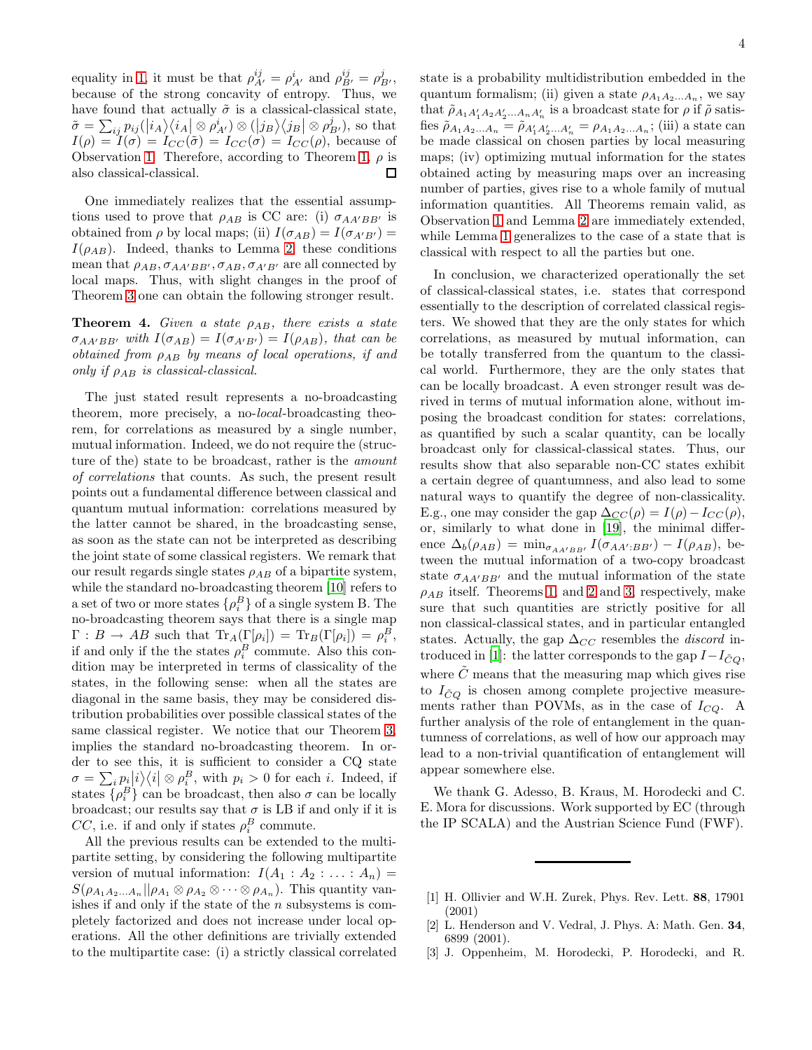equality in 1, it must be that $\rho^{ij}_{A'} = \rho^{i}_{A'}$ and $\rho^{ij}_{B'} = \rho^{j}_{B'}$, because of the strong concavity of entropy. Thus, we have found that actually $\tilde{\sigma}$ is a classical-classical state, $\tilde{\sigma} = \sum_{ij} p_{ij}(|i_A\rangle\langle i_A| \otimes \rho^i_{A'}) \otimes (|j_B\rangle\langle j_B| \otimes \rho^j_{B'})$, so that $I(\rho) = I(\sigma) = I_{CC}(\tilde{\sigma}) = I_{CC}(\sigma) = I_{CC}(\rho)$, because of Observation 1. Therefore, according to Theorem 1, $\rho$ is also classical-classical. □

One immediately realizes that the essential assumptions used to prove that $\rho_{AB}$ is CC are: (i) $\sigma_{AA'BB'}$ is obtained from $\rho$ by local maps; (ii) $I(\sigma_{AB}) = I(\sigma_{A'B'}) = I(\rho_{AB})$. Indeed, thanks to Lemma 2, these conditions mean that $\rho_{AB}, \sigma_{AA'BB'}, \sigma_{AB}, \sigma_{A'B'}$ are all connected by local maps. Thus, with slight changes in the proof of Theorem 3 one can obtain the following stronger result.

**Theorem 4.** *Given a state $\rho_{AB}$, there exists a state $\sigma_{AA'BB'}$ with $I(\sigma_{AB}) = I(\sigma_{A'B'}) = I(\rho_{AB})$, that can be obtained from $\rho_{AB}$ by means of local operations, if and only if $\rho_{AB}$ is classical-classical.*

The just stated result represents a no-broadcasting theorem, more precisely, a no-*local*-broadcasting theorem, for correlations as measured by a single number, mutual information. Indeed, we do not require the (structure of the) state to be broadcast, rather is the *amount of correlations* that counts. As such, the present result points out a fundamental difference between classical and quantum mutual information: correlations measured by the latter cannot be shared, in the broadcasting sense, as soon as the state can not be interpreted as describing the joint state of some classical registers. We remark that our result regards single states $\rho_{AB}$ of a bipartite system, while the standard no-broadcasting theorem [10] refers to a set of two or more states $\{\rho^B_i\}$ of a single system B. The no-broadcasting theorem says that there is a single map $\Gamma : B \to AB$ such that $\mathrm{Tr}_A(\Gamma[\rho_i]) = \mathrm{Tr}_B(\Gamma[\rho_i]) = \rho^B_i$, if and only if the states $\rho^B_i$ commute. Also this condition may be interpreted in terms of classicality of the states, in the following sense: when all the states are diagonal in the same basis, they may be considered distribution probabilities over possible classical states of the same classical register. We notice that our Theorem 3, implies the standard no-broadcasting theorem. In order to see this, it is sufficient to consider a CQ state $\sigma = \sum_i p_i |i\rangle\langle i| \otimes \rho^B_i$, with $p_i > 0$ for each $i$. Indeed, if states $\{\rho^B_i\}$ can be broadcast, then also $\sigma$ can be locally broadcast; our results say that $\sigma$ is LB if and only if it is $CC$, i.e. if and only if states $\rho^B_i$ commute.

All the previous results can be extended to the multipartite setting, by considering the following multipartite version of mutual information: $I(A_1 : A_2 : \ldots : A_n) = S(\rho_{A_1 A_2 \ldots A_n} || \rho_{A_1} \otimes \rho_{A_2} \otimes \cdots \otimes \rho_{A_n})$. This quantity vanishes if and only if the state of the $n$ subsystems is completely factorized and does not increase under local operations. All the other definitions are trivially extended to the multipartite case: (i) a strictly classical correlated state is a probability multidistribution embedded in the quantum formalism; (ii) given a state $\rho_{A_1 A_2 \ldots A_n}$, we say that $\tilde{\rho}_{A_1 A'_1 A_2 A'_2 \ldots A_n A'_n}$ is a broadcast state for $\rho$ if $\tilde{\rho}$ satisfies $\tilde{\rho}_{A_1 A_2 \ldots A_n} = \tilde{\rho}_{A'_1 A'_2 \ldots A'_n} = \rho_{A_1 A_2 \ldots A_n}$; (iii) a state can be made classical on chosen parties by local measuring maps; (iv) optimizing mutual information for the states obtained acting by measuring maps over an increasing number of parties, gives rise to a whole family of mutual information quantities. All Theorems remain valid, as Observation 1 and Lemma 2 are immediately extended, while Lemma 1 generalizes to the case of a state that is classical with respect to all the parties but one.

In conclusion, we characterized operationally the set of classical-classical states, i.e. states that correspond essentially to the description of correlated classical registers. We showed that they are the only states for which correlations, as measured by mutual information, can be totally transferred from the quantum to the classical world. Furthermore, they are the only states that can be locally broadcast. A even stronger result was derived in terms of mutual information alone, without imposing the broadcast condition for states: correlations, as quantified by such a scalar quantity, can be locally broadcast only for classical-classical states. Thus, our results show that also separable non-CC states exhibit a certain degree of quantumness, and also lead to some natural ways to quantify the degree of non-classicality. E.g., one may consider the gap $\Delta_{CC}(\rho) = I(\rho) - I_{CC}(\rho)$, or, similarly to what done in [19], the minimal difference $\Delta_b(\rho_{AB}) = \min_{\sigma_{AA'BB'}} I(\sigma_{AA':BB'}) - I(\rho_{AB})$, between the mutual information of a two-copy broadcast state $\sigma_{AA'BB'}$ and the mutual information of the state $\rho_{AB}$ itself. Theorems 1, and 2 and 3, respectively, make sure that such quantities are strictly positive for all non classical-classical states, and in particular entangled states. Actually, the gap $\Delta_{CC}$ resembles the *discord* introduced in [1]: the latter corresponds to the gap $I - I_{\tilde{C}Q}$, where $\tilde{C}$ means that the measuring map which gives rise to $I_{\tilde{C}Q}$ is chosen among complete projective measurements rather than POVMs, as in the case of $I_{CQ}$. A further analysis of the role of entanglement in the quantumness of correlations, as well of how our approach may lead to a non-trivial quantification of entanglement will appear somewhere else.

We thank G. Adesso, B. Kraus, M. Horodecki and C. E. Mora for discussions. Work supported by EC (through the IP SCALA) and the Austrian Science Fund (FWF).

---

[1] H. Ollivier and W.H. Zurek, Phys. Rev. Lett. **88**, 17901 (2001)

[2] L. Henderson and V. Vedral, J. Phys. A: Math. Gen. **34**, 6899 (2001).

[3] J. Oppenheim, M. Horodecki, P. Horodecki, and R.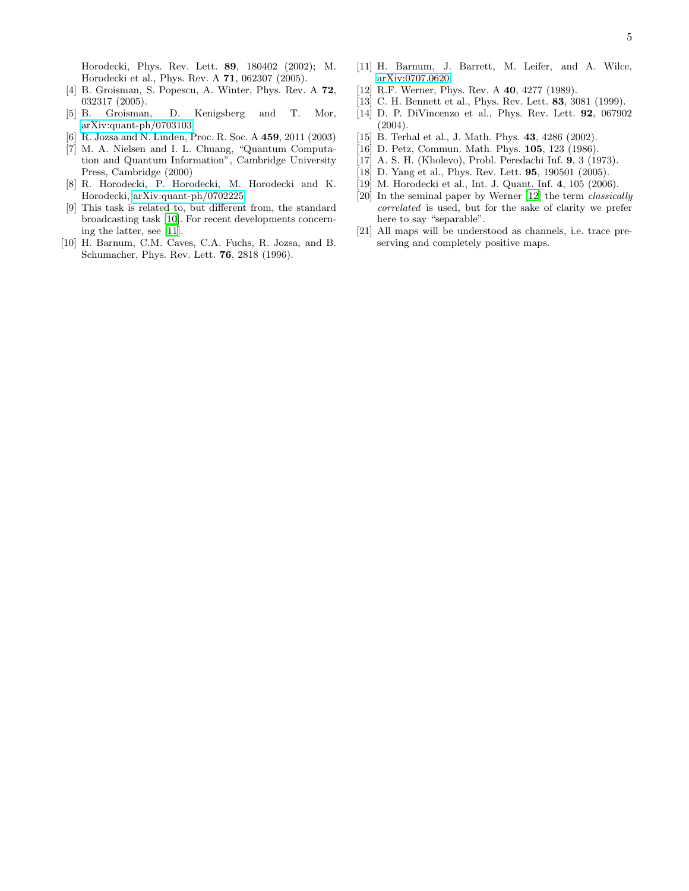Horodecki, Phys. Rev. Lett. **89**, 180402 (2002); M. Horodecki et al., Phys. Rev. A **71**, 062307 (2005).

[4] B. Groisman, S. Popescu, A. Winter, Phys. Rev. A **72**, 032317 (2005).

[5] B. Groisman, D. Kenigsberg and T. Mor, arXiv:quant-ph/0703103.

[6] R. Jozsa and N. Linden, Proc. R. Soc. A **459**, 2011 (2003)

[7] M. A. Nielsen and I. L. Chuang, "Quantum Computation and Quantum Information", Cambridge University Press, Cambridge (2000)

[8] R. Horodecki, P. Horodecki, M. Horodecki and K. Horodecki, arXiv:quant-ph/0702225.

[9] This task is related to, but different from, the standard broadcasting task [10]. For recent developments concerning the latter, see [11].

[10] H. Barnum, C.M. Caves, C.A. Fuchs, R. Jozsa, and B. Schumacher, Phys. Rev. Lett. **76**, 2818 (1996).

[11] H. Barnum, J. Barrett, M. Leifer, and A. Wilce, arXiv:0707.0620.

[12] R.F. Werner, Phys. Rev. A **40**, 4277 (1989).

[13] C. H. Bennett et al., Phys. Rev. Lett. **83**, 3081 (1999).

[14] D. P. DiVincenzo et al., Phys. Rev. Lett. **92**, 067902 (2004).

[15] B. Terhal et al., J. Math. Phys. **43**, 4286 (2002).

[16] D. Petz, Commun. Math. Phys. **105**, 123 (1986).

[17] A. S. H. (Kholevo), Probl. Peredachi Inf. **9**, 3 (1973).

[18] D. Yang et al., Phys. Rev. Lett. **95**, 190501 (2005).

[19] M. Horodecki et al., Int. J. Quant. Inf. **4**, 105 (2006).

[20] In the seminal paper by Werner [12] the term *classically correlated* is used, but for the sake of clarity we prefer here to say "separable".

[21] All maps will be understood as channels, i.e. trace preserving and completely positive maps.